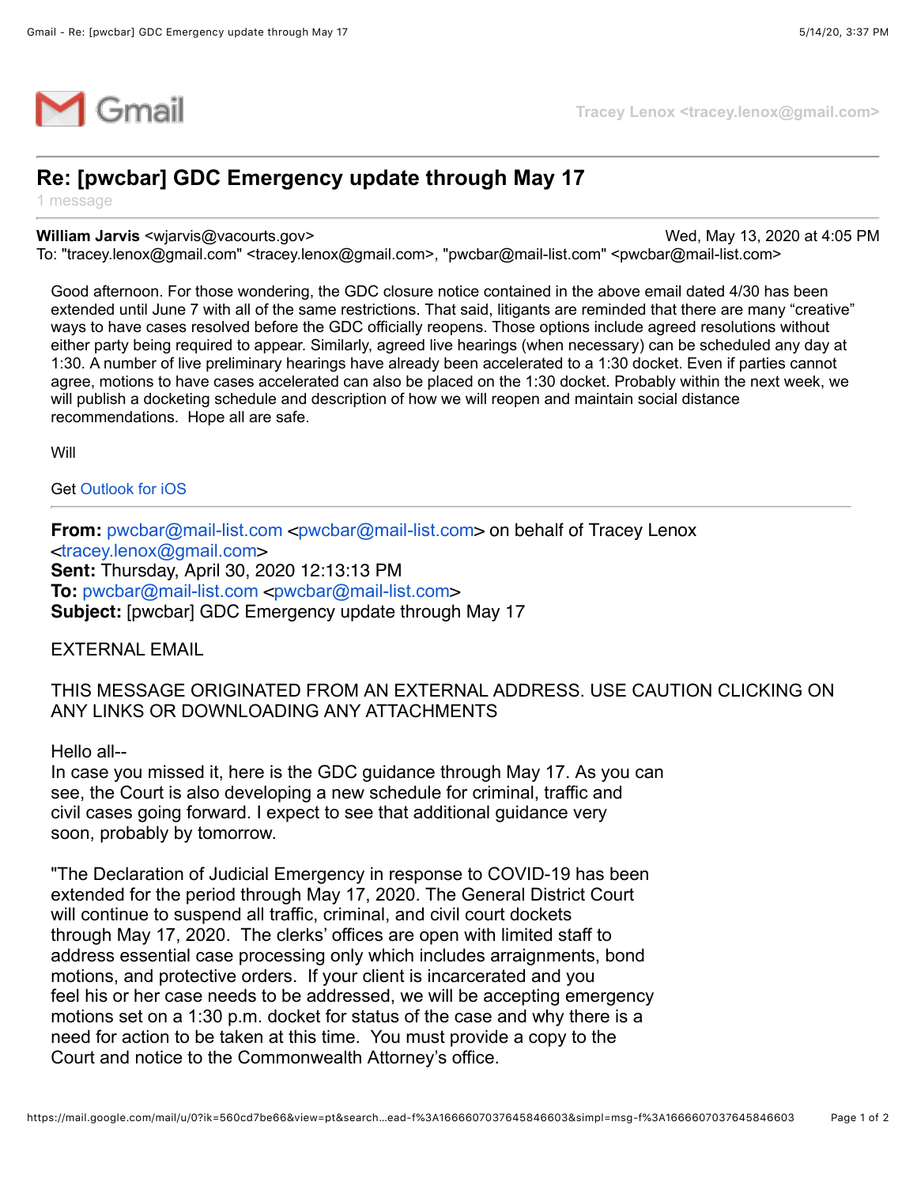Gmail

Tracey Lenox <tracey.lenox@gmail.com>

# Re: [pwcbar] GDC Emergency update through May 17

1 message

**William Jarvis** <wjarvis@vacourts.gov> Wed, May 13, 2020 at 4:05 PM
To: "tracey.lenox@gmail.com" <tracey.lenox@gmail.com>, "pwcbar@mail-list.com" <pwcbar@mail-list.com>

Good afternoon. For those wondering, the GDC closure notice contained in the above email dated 4/30 has been extended until June 7 with all of the same restrictions. That said, litigants are reminded that there are many "creative" ways to have cases resolved before the GDC officially reopens. Those options include agreed resolutions without either party being required to appear. Similarly, agreed live hearings (when necessary) can be scheduled any day at 1:30. A number of live preliminary hearings have already been accelerated to a 1:30 docket. Even if parties cannot agree, motions to have cases accelerated can also be placed on the 1:30 docket. Probably within the next week, we will publish a docketing schedule and description of how we will reopen and maintain social distance recommendations. Hope all are safe.

Will

Get Outlook for iOS

---

**From:** pwcbar@mail-list.com <pwcbar@mail-list.com> on behalf of Tracey Lenox <tracey.lenox@gmail.com>
**Sent:** Thursday, April 30, 2020 12:13:13 PM
**To:** pwcbar@mail-list.com <pwcbar@mail-list.com>
**Subject:** [pwcbar] GDC Emergency update through May 17

EXTERNAL EMAIL

THIS MESSAGE ORIGINATED FROM AN EXTERNAL ADDRESS. USE CAUTION CLICKING ON ANY LINKS OR DOWNLOADING ANY ATTACHMENTS

Hello all--
In case you missed it, here is the GDC guidance through May 17. As you can see, the Court is also developing a new schedule for criminal, traffic and civil cases going forward. I expect to see that additional guidance very soon, probably by tomorrow.

"The Declaration of Judicial Emergency in response to COVID-19 has been extended for the period through May 17, 2020. The General District Court will continue to suspend all traffic, criminal, and civil court dockets through May 17, 2020. The clerks' offices are open with limited staff to address essential case processing only which includes arraignments, bond motions, and protective orders. If your client is incarcerated and you feel his or her case needs to be addressed, we will be accepting emergency motions set on a 1:30 p.m. docket for status of the case and why there is a need for action to be taken at this time. You must provide a copy to the Court and notice to the Commonwealth Attorney's office.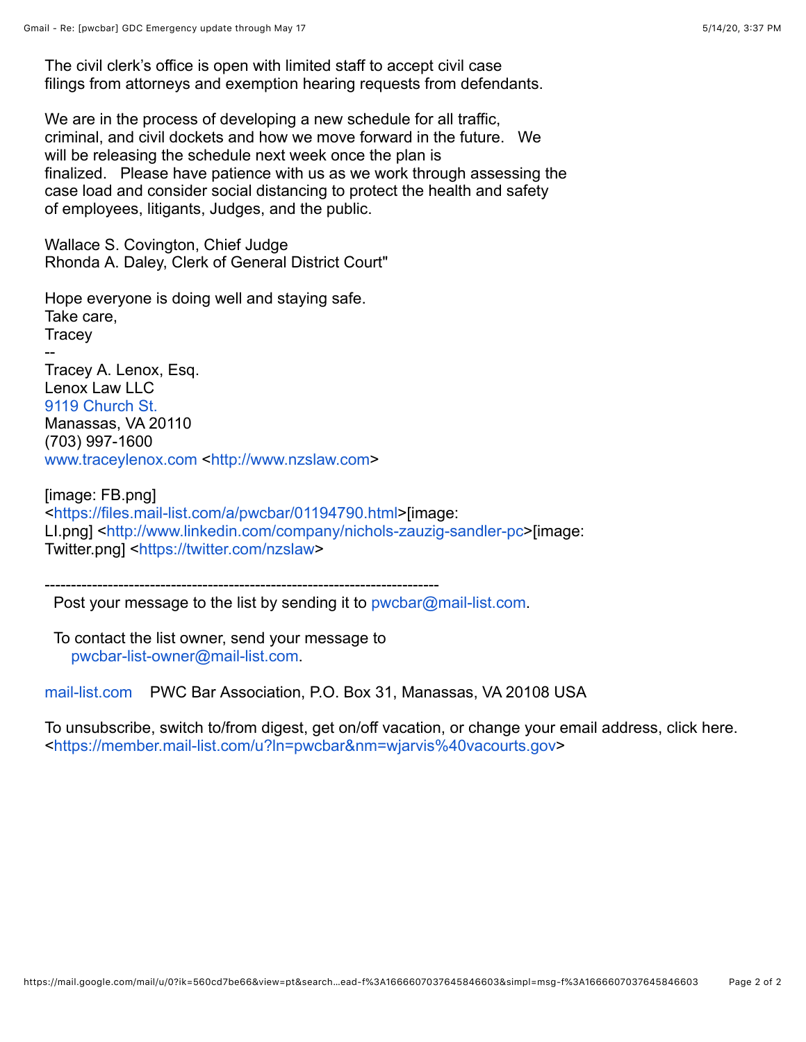The civil clerk's office is open with limited staff to accept civil case filings from attorneys and exemption hearing requests from defendants.

We are in the process of developing a new schedule for all traffic, criminal, and civil dockets and how we move forward in the future. We will be releasing the schedule next week once the plan is finalized. Please have patience with us as we work through assessing the case load and consider social distancing to protect the health and safety of employees, litigants, Judges, and the public.

Wallace S. Covington, Chief Judge
Rhonda A. Daley, Clerk of General District Court"

Hope everyone is doing well and staying safe.
Take care,
Tracey
--
Tracey A. Lenox, Esq.
Lenox Law LLC
9119 Church St.
Manassas, VA 20110
(703) 997-1600
www.traceylenox.com <http://www.nzslaw.com>

[image: FB.png]
<https://files.mail-list.com/a/pwcbar/01194790.html>[image:
LI.png] <http://www.linkedin.com/company/nichols-zauzig-sandler-pc>[image:
Twitter.png] <https://twitter.com/nzslaw>

---------------------------------------------------------------------------

Post your message to the list by sending it to pwcbar@mail-list.com.

To contact the list owner, send your message to
pwcbar-list-owner@mail-list.com.

mail-list.com PWC Bar Association, P.O. Box 31, Manassas, VA 20108 USA

To unsubscribe, switch to/from digest, get on/off vacation, or change your email address, click here.
<https://member.mail-list.com/u?ln=pwcbar&nm=wjarvis%40vacourts.gov>